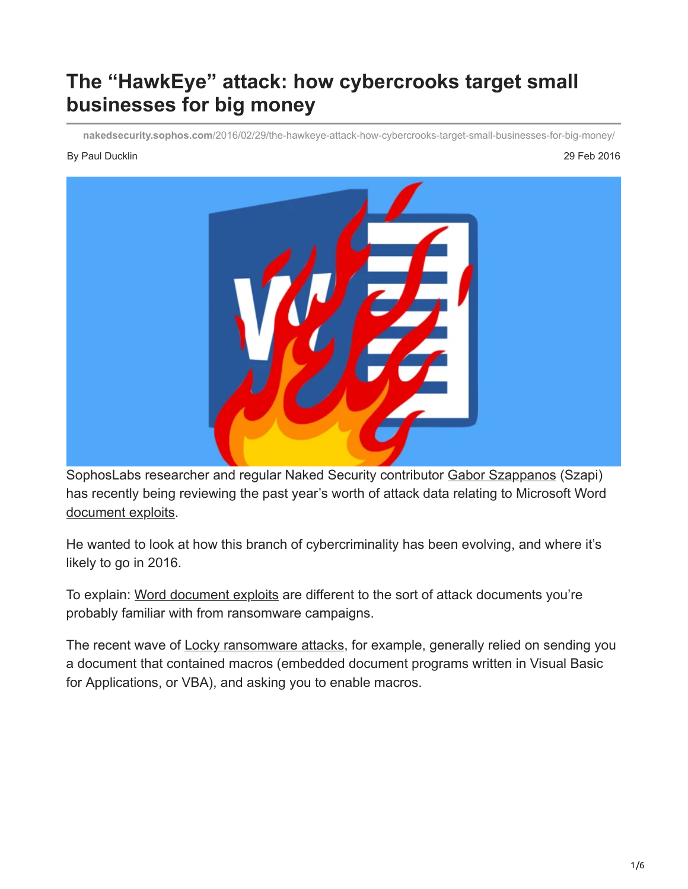# The "HawkEye" attack: how cybercrooks target small businesses for big money

**nakedsecurity.sophos.com**/2016/02/29/the-hawkeye-attack-how-cybercrooks-target-small-businesses-for-big-money/

By Paul Ducklin

29 Feb 2016

SophosLabs researcher and regular Naked Security contributor Gabor Szappanos (Szapi) has recently being reviewing the past year's worth of attack data relating to Microsoft Word document exploits.

He wanted to look at how this branch of cybercriminality has been evolving, and where it's likely to go in 2016.

To explain: Word document exploits are different to the sort of attack documents you're probably familiar with from ransomware campaigns.

The recent wave of Locky ransomware attacks, for example, generally relied on sending you a document that contained macros (embedded document programs written in Visual Basic for Applications, or VBA), and asking you to enable macros.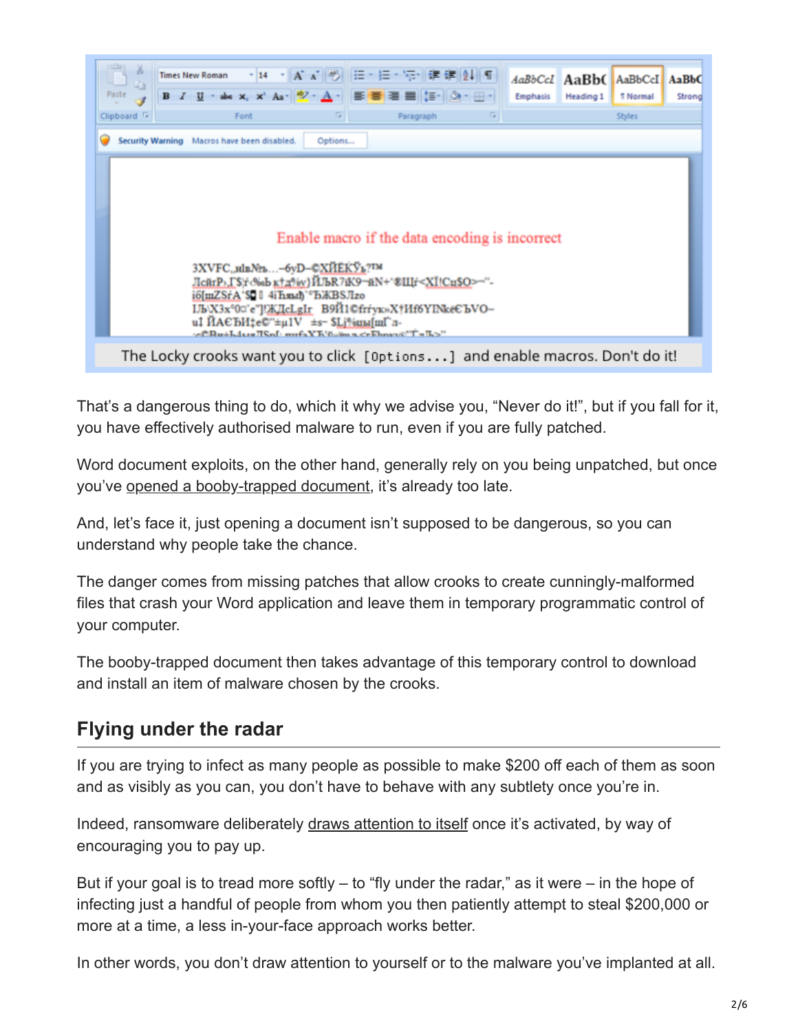The Locky crooks want you to click `[Options...]` and enable macros. Don't do it!

That's a dangerous thing to do, which it why we advise you, "Never do it!", but if you fall for it, you have effectively authorised malware to run, even if you are fully patched.

Word document exploits, on the other hand, generally rely on you being unpatched, but once you've opened a booby-trapped document, it's already too late.

And, let's face it, just opening a document isn't supposed to be dangerous, so you can understand why people take the chance.

The danger comes from missing patches that allow crooks to create cunningly-malformed files that crash your Word application and leave them in temporary programmatic control of your computer.

The booby-trapped document then takes advantage of this temporary control to download and install an item of malware chosen by the crooks.

## Flying under the radar

If you are trying to infect as many people as possible to make $200 off each of them as soon and as visibly as you can, you don't have to behave with any subtlety once you're in.

Indeed, ransomware deliberately draws attention to itself once it's activated, by way of encouraging you to pay up.

But if your goal is to tread more softly – to "fly under the radar," as it were – in the hope of infecting just a handful of people from whom you then patiently attempt to steal $200,000 or more at a time, a less in-your-face approach works better.

In other words, you don't draw attention to yourself or to the malware you've implanted at all.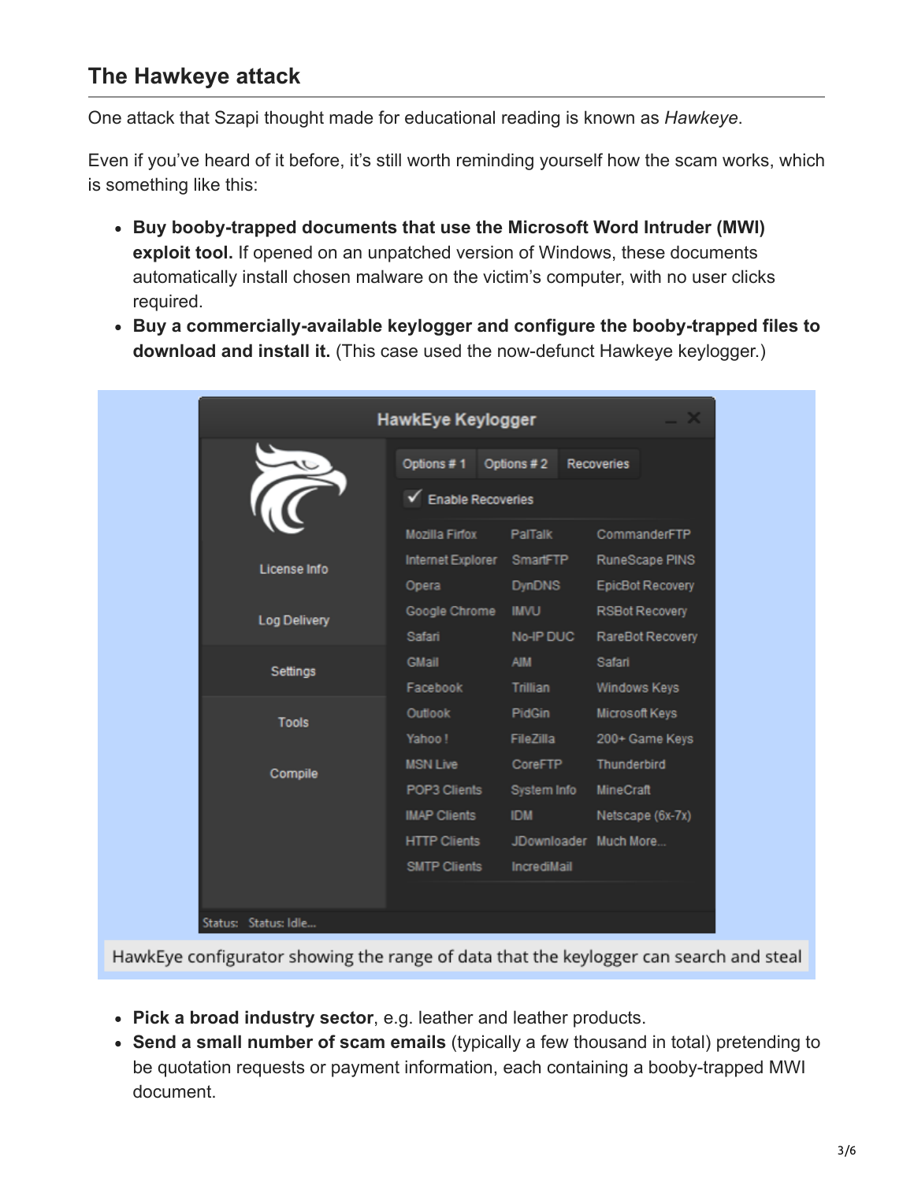## The Hawkeye attack

One attack that Szapi thought made for educational reading is known as *Hawkeye*.

Even if you've heard of it before, it's still worth reminding yourself how the scam works, which is something like this:

- **Buy booby-trapped documents that use the Microsoft Word Intruder (MWI) exploit tool.** If opened on an unpatched version of Windows, these documents automatically install chosen malware on the victim's computer, with no user clicks required.
- **Buy a commercially-available keylogger and configure the booby-trapped files to download and install it.** (This case used the now-defunct Hawkeye keylogger.)

HawkEye configurator showing the range of data that the keylogger can search and steal

- **Pick a broad industry sector**, e.g. leather and leather products.
- **Send a small number of scam emails** (typically a few thousand in total) pretending to be quotation requests or payment information, each containing a booby-trapped MWI document.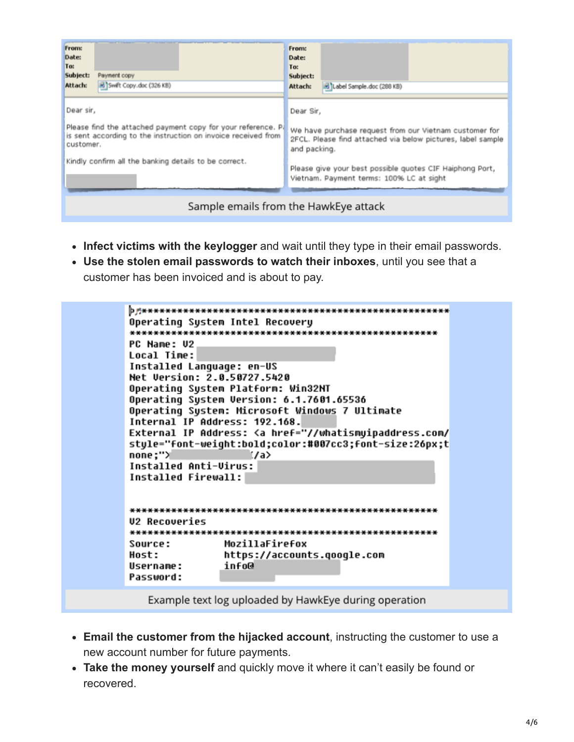From:
Date:
To:
Subject: Payment copy
Attach: Swift Copy.doc (326 KB)

Dear sir,

Please find the attached payment copy for your reference. P is sent according to the instruction on invoice received from customer.

Kindly confirm all the banking details to be correct.

From:
Date:
To:
Subject:
Attach: Label Sample.doc (288 KB)

Dear Sir,

We have purchase request from our Vietnam customer for 2FCL. Please find attached via below pictures, label sample and packing.

Please give your best possible quotes CIF Haiphong Port, Vietnam. Payment terms: 100% LC at sight

Sample emails from the HawkEye attack

- **Infect victims with the keylogger** and wait until they type in their email passwords.
- **Use the stolen email passwords to watch their inboxes**, until you see that a customer has been invoiced and is about to pay.

```
********************************************************
Operating System Intel Recovery
********************************************************
PC Name: V2
Local Time:
Installed Language: en-US
Net Version: 2.0.50727.5420
Operating System Platform: Win32NT
Operating System Version: 6.1.7601.65536
Operating System: Microsoft Windows 7 Ultimate
Internal IP Address: 192.168.
External IP Address: <a href="//whatismyipaddress.com/
style="font-weight:bold;color:#007cc3;font-size:26px;t
none;">                </a>
Installed Anti-Virus:
Installed Firewall:


********************************************************
V2 Recoveries
********************************************************
Source:         MozillaFirefox
Host:           https://accounts.google.com
Username:       info@
Password:
```

Example text log uploaded by HawkEye during operation

- **Email the customer from the hijacked account**, instructing the customer to use a new account number for future payments.
- **Take the money yourself** and quickly move it where it can't easily be found or recovered.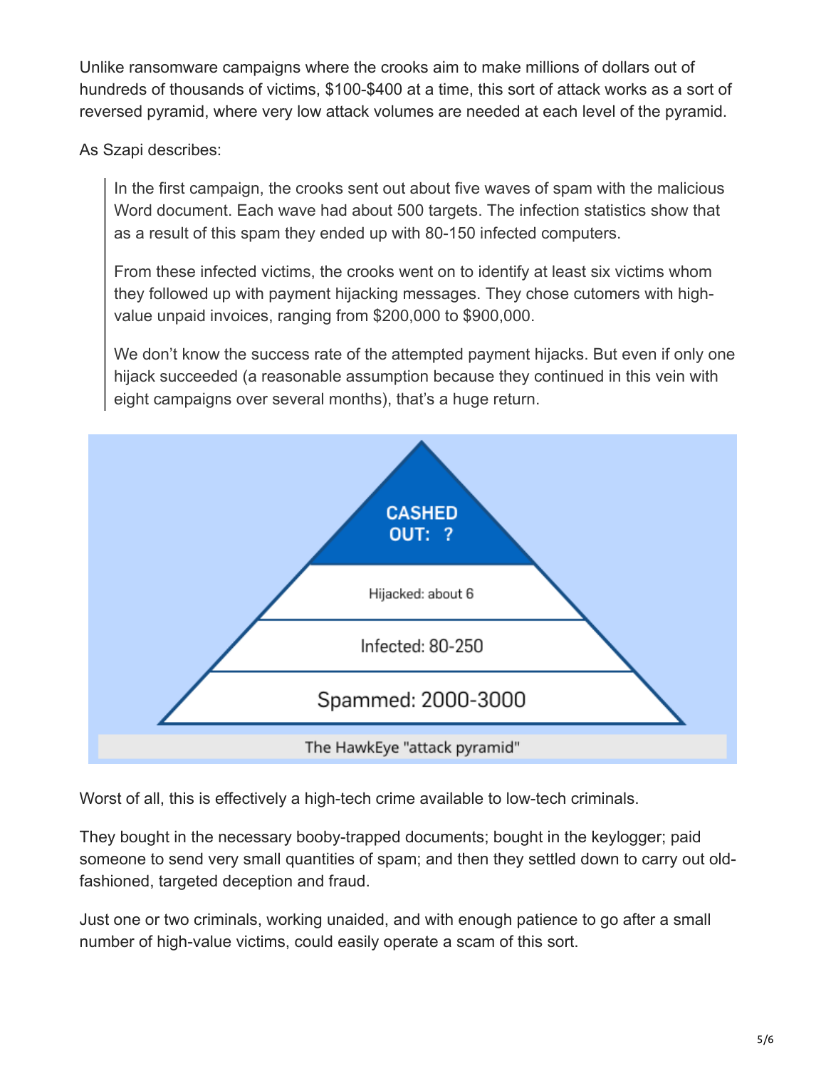Unlike ransomware campaigns where the crooks aim to make millions of dollars out of hundreds of thousands of victims, $100-$400 at a time, this sort of attack works as a sort of reversed pyramid, where very low attack volumes are needed at each level of the pyramid.

As Szapi describes:

> In the first campaign, the crooks sent out about five waves of spam with the malicious Word document. Each wave had about 500 targets. The infection statistics show that as a result of this spam they ended up with 80-150 infected computers.
>
> From these infected victims, the crooks went on to identify at least six victims whom they followed up with payment hijacking messages. They chose cutomers with high-value unpaid invoices, ranging from $200,000 to $900,000.
>
> We don't know the success rate of the attempted payment hijacks. But even if only one hijack succeeded (a reasonable assumption because they continued in this vein with eight campaigns over several months), that's a huge return.

CASHED OUT: ?

Hijacked: about 6

Infected: 80-250

Spammed: 2000-3000

The HawkEye "attack pyramid"

Worst of all, this is effectively a high-tech crime available to low-tech criminals.

They bought in the necessary booby-trapped documents; bought in the keylogger; paid someone to send very small quantities of spam; and then they settled down to carry out old-fashioned, targeted deception and fraud.

Just one or two criminals, working unaided, and with enough patience to go after a small number of high-value victims, could easily operate a scam of this sort.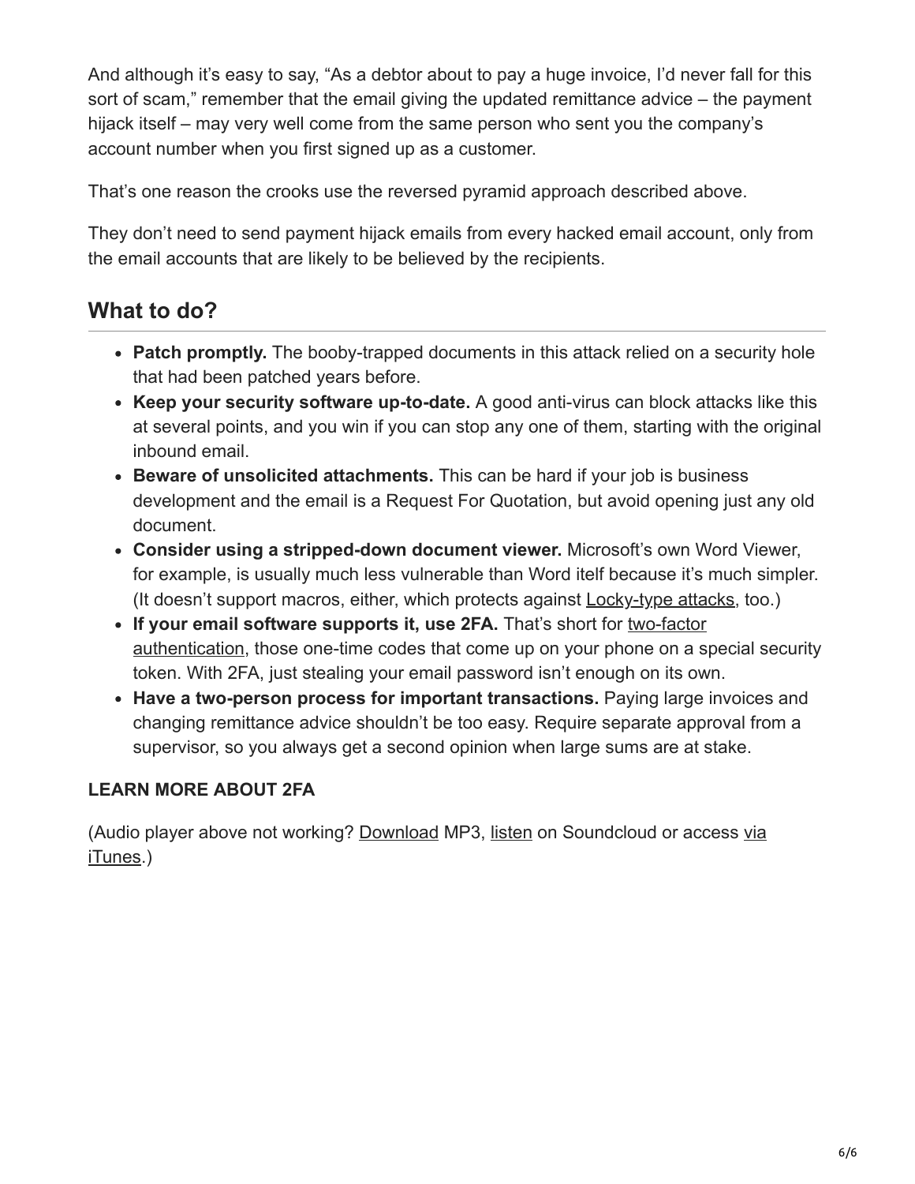And although it's easy to say, "As a debtor about to pay a huge invoice, I'd never fall for this sort of scam," remember that the email giving the updated remittance advice – the payment hijack itself – may very well come from the same person who sent you the company's account number when you first signed up as a customer.

That's one reason the crooks use the reversed pyramid approach described above.

They don't need to send payment hijack emails from every hacked email account, only from the email accounts that are likely to be believed by the recipients.

## What to do?

- **Patch promptly.** The booby-trapped documents in this attack relied on a security hole that had been patched years before.
- **Keep your security software up-to-date.** A good anti-virus can block attacks like this at several points, and you win if you can stop any one of them, starting with the original inbound email.
- **Beware of unsolicited attachments.** This can be hard if your job is business development and the email is a Request For Quotation, but avoid opening just any old document.
- **Consider using a stripped-down document viewer.** Microsoft's own Word Viewer, for example, is usually much less vulnerable than Word itelf because it's much simpler. (It doesn't support macros, either, which protects against Locky-type attacks, too.)
- **If your email software supports it, use 2FA.** That's short for two-factor authentication, those one-time codes that come up on your phone on a special security token. With 2FA, just stealing your email password isn't enough on its own.
- **Have a two-person process for important transactions.** Paying large invoices and changing remittance advice shouldn't be too easy. Require separate approval from a supervisor, so you always get a second opinion when large sums are at stake.

**LEARN MORE ABOUT 2FA**

(Audio player above not working? Download MP3, listen on Soundcloud or access via iTunes.)